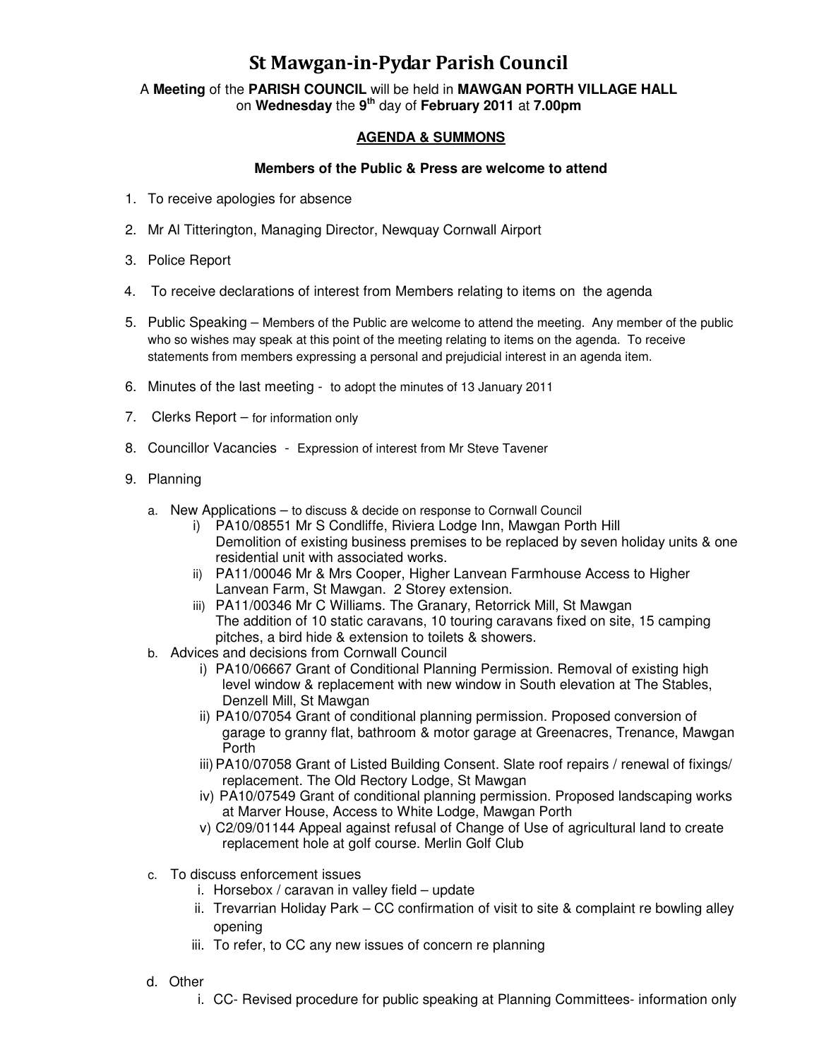# St Mawgan-in-Pydar Parish Council

A **Meeting** of the **PARISH COUNCIL** will be held in **MAWGAN PORTH VILLAGE HALL** on **Wednesday** the **9th** day of **February 2011** at **7.00pm**

## AGENDA & SUMMONS

**Members of the Public & Press are welcome to attend**

1. To receive apologies for absence
2. Mr Al Titterington, Managing Director, Newquay Cornwall Airport
3. Police Report
4. To receive declarations of interest from Members relating to items on the agenda
5. Public Speaking – Members of the Public are welcome to attend the meeting. Any member of the public who so wishes may speak at this point of the meeting relating to items on the agenda. To receive statements from members expressing a personal and prejudicial interest in an agenda item.
6. Minutes of the last meeting - to adopt the minutes of 13 January 2011
7. Clerks Report – for information only
8. Councillor Vacancies - Expression of interest from Mr Steve Tavener
9. Planning
   a. New Applications – to discuss & decide on response to Cornwall Council
      i) PA10/08551 Mr S Condliffe, Riviera Lodge Inn, Mawgan Porth Hill
         Demolition of existing business premises to be replaced by seven holiday units & one residential unit with associated works.
      ii) PA11/00046 Mr & Mrs Cooper, Higher Lanvean Farmhouse Access to Higher Lanvean Farm, St Mawgan. 2 Storey extension.
      iii) PA11/00346 Mr C Williams. The Granary, Retorrick Mill, St Mawgan
         The addition of 10 static caravans, 10 touring caravans fixed on site, 15 camping pitches, a bird hide & extension to toilets & showers.
   b. Advices and decisions from Cornwall Council
      i) PA10/06667 Grant of Conditional Planning Permission. Removal of existing high level window & replacement with new window in South elevation at The Stables, Denzell Mill, St Mawgan
      ii) PA10/07054 Grant of conditional planning permission. Proposed conversion of garage to granny flat, bathroom & motor garage at Greenacres, Trenance, Mawgan Porth
      iii) PA10/07058 Grant of Listed Building Consent. Slate roof repairs / renewal of fixings/ replacement. The Old Rectory Lodge, St Mawgan
      iv) PA10/07549 Grant of conditional planning permission. Proposed landscaping works at Marver House, Access to White Lodge, Mawgan Porth
      v) C2/09/01144 Appeal against refusal of Change of Use of agricultural land to create replacement hole at golf course. Merlin Golf Club
   c. To discuss enforcement issues
      i. Horsebox / caravan in valley field – update
      ii. Trevarrian Holiday Park – CC confirmation of visit to site & complaint re bowling alley opening
      iii. To refer, to CC any new issues of concern re planning
   d. Other
      i. CC- Revised procedure for public speaking at Planning Committees- information only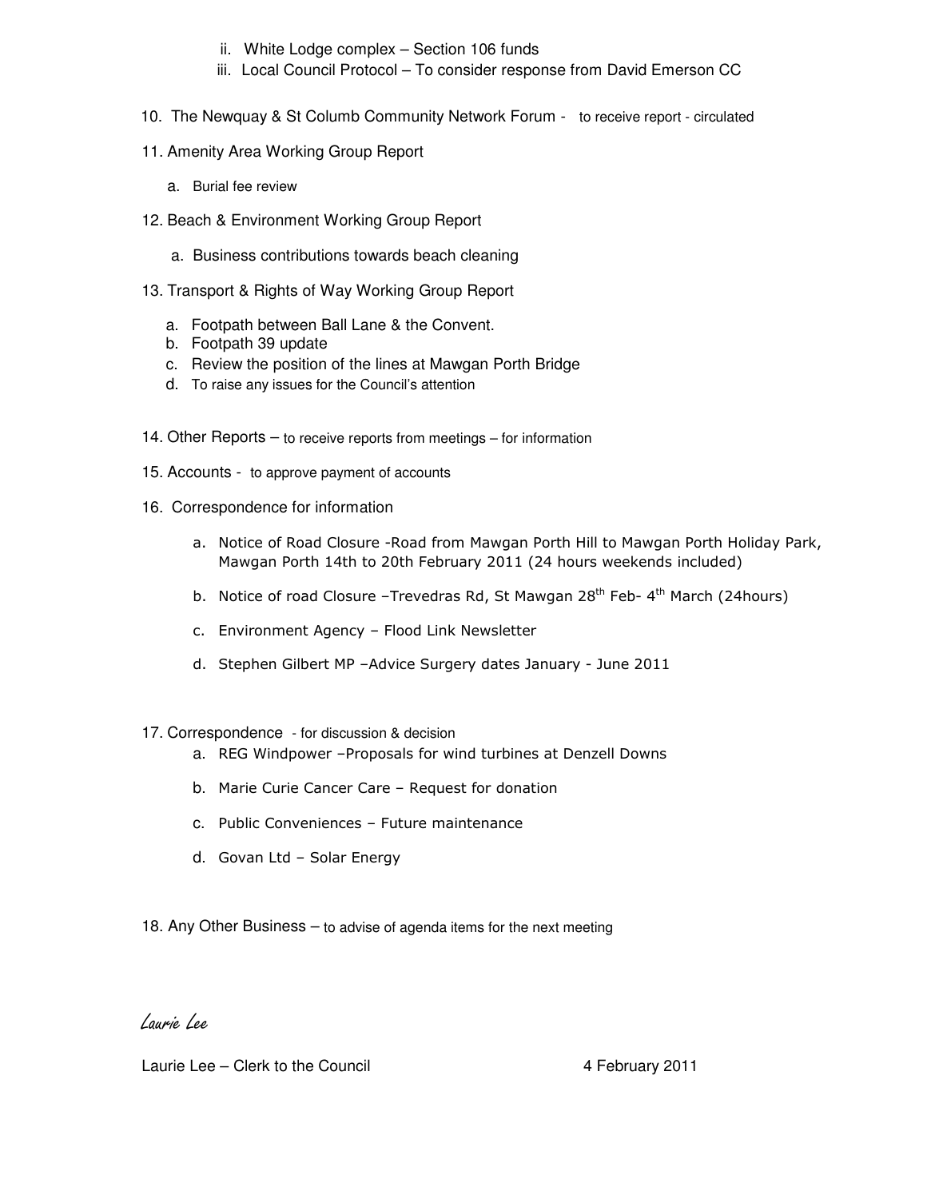ii. White Lodge complex – Section 106 funds
   iii. Local Council Protocol – To consider response from David Emerson CC

10. The Newquay & St Columb Community Network Forum - to receive report - circulated

11. Amenity Area Working Group Report

    a. Burial fee review

12. Beach & Environment Working Group Report

    a. Business contributions towards beach cleaning

13. Transport & Rights of Way Working Group Report

    a. Footpath between Ball Lane & the Convent.
    b. Footpath 39 update
    c. Review the position of the lines at Mawgan Porth Bridge
    d. To raise any issues for the Council's attention

14. Other Reports – to receive reports from meetings – for information

15. Accounts - to approve payment of accounts

16. Correspondence for information

    a. Notice of Road Closure -Road from Mawgan Porth Hill to Mawgan Porth Holiday Park, Mawgan Porth 14th to 20th February 2011 (24 hours weekends included)

    b. Notice of road Closure –Trevedras Rd, St Mawgan 28th Feb- 4th March (24hours)

    c. Environment Agency – Flood Link Newsletter

    d. Stephen Gilbert MP –Advice Surgery dates January - June 2011

17. Correspondence - for discussion & decision

    a. REG Windpower –Proposals for wind turbines at Denzell Downs

    b. Marie Curie Cancer Care – Request for donation

    c. Public Conveniences – Future maintenance

    d. Govan Ltd – Solar Energy

18. Any Other Business – to advise of agenda items for the next meeting

*Laurie Lee*

Laurie Lee – Clerk to the Council 4 February 2011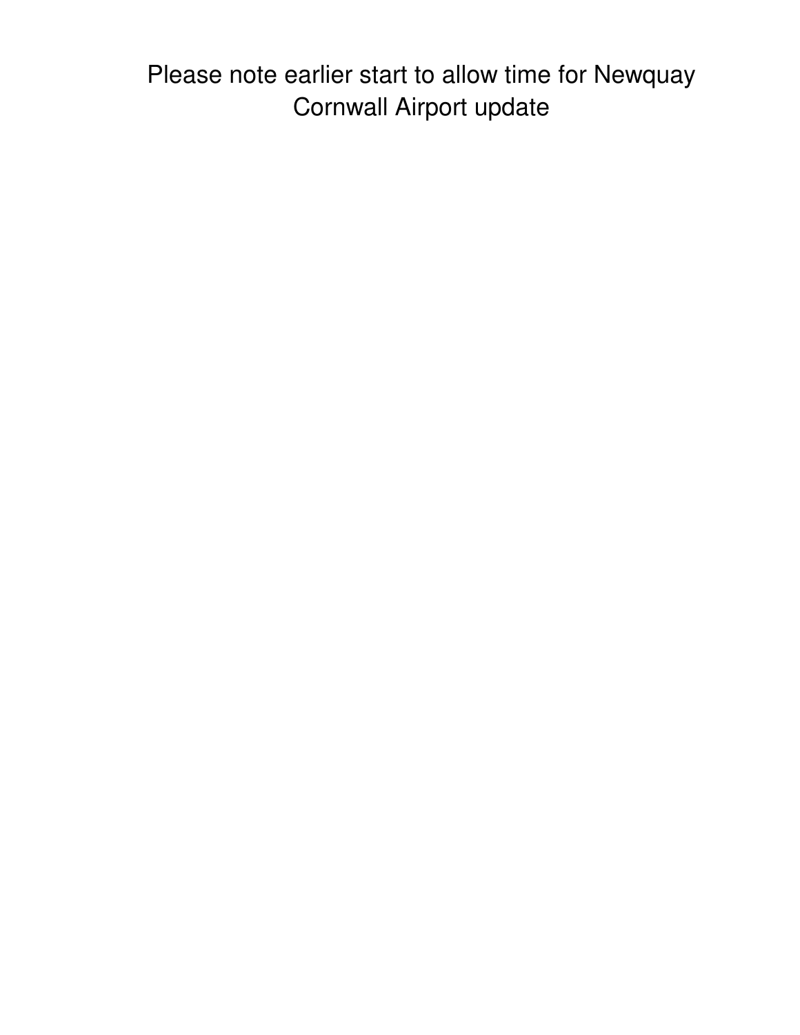Please note earlier start to allow time for Newquay Cornwall Airport update